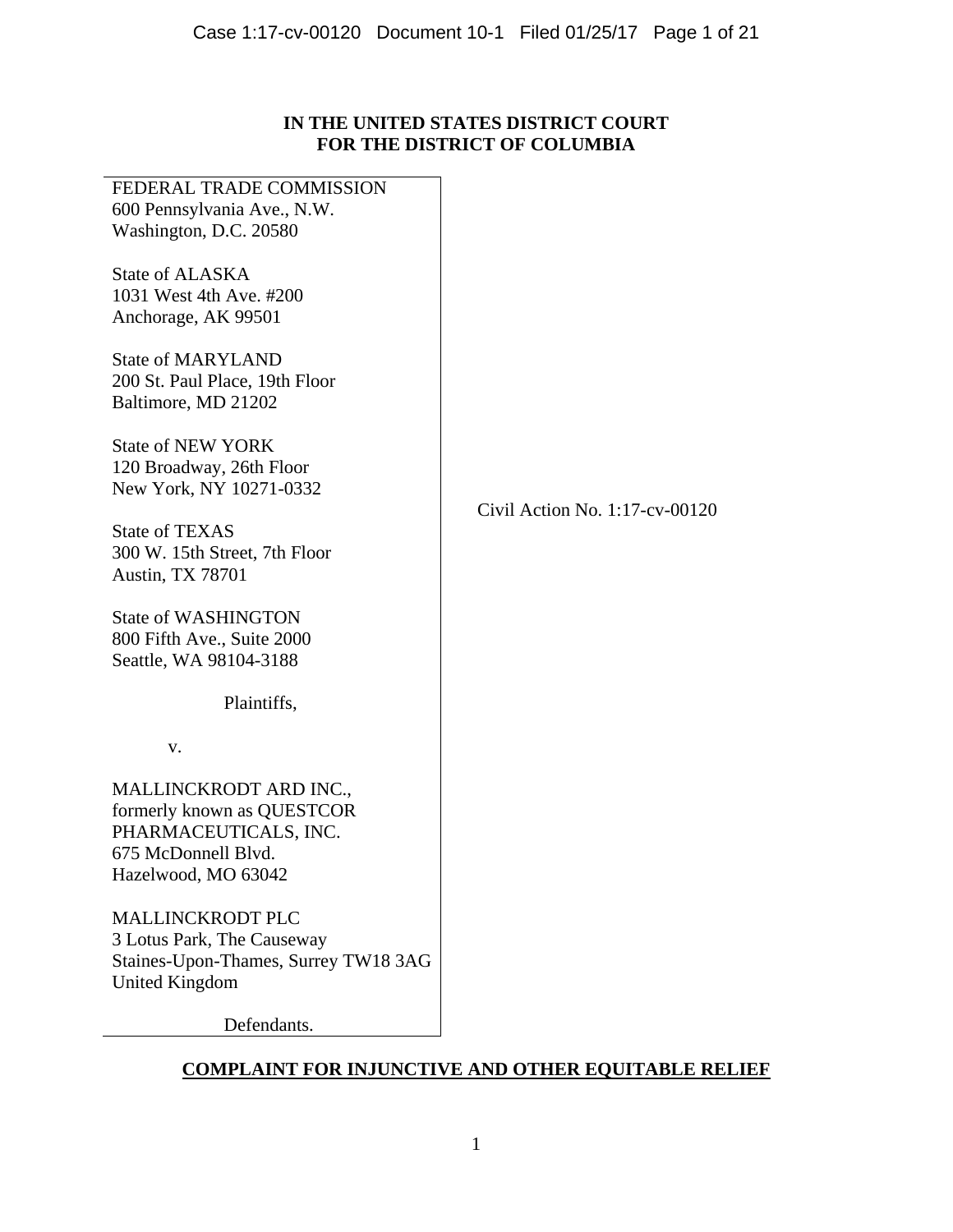**IN THE UNITED STATES DISTRICT COURT**
**FOR THE DISTRICT OF COLUMBIA**

FEDERAL TRADE COMMISSION
600 Pennsylvania Ave., N.W.
Washington, D.C. 20580

State of ALASKA
1031 West 4th Ave. #200
Anchorage, AK 99501

State of MARYLAND
200 St. Paul Place, 19th Floor
Baltimore, MD 21202

State of NEW YORK
120 Broadway, 26th Floor
New York, NY 10271-0332

State of TEXAS
300 W. 15th Street, 7th Floor
Austin, TX 78701

State of WASHINGTON
800 Fifth Ave., Suite 2000
Seattle, WA 98104-3188

Plaintiffs,

v.

MALLINCKRODT ARD INC.,
formerly known as QUESTCOR
PHARMACEUTICALS, INC.
675 McDonnell Blvd.
Hazelwood, MO 63042

MALLINCKRODT PLC
3 Lotus Park, The Causeway
Staines-Upon-Thames, Surrey TW18 3AG
United Kingdom

Defendants.

Civil Action No. 1:17-cv-00120

**COMPLAINT FOR INJUNCTIVE AND OTHER EQUITABLE RELIEF**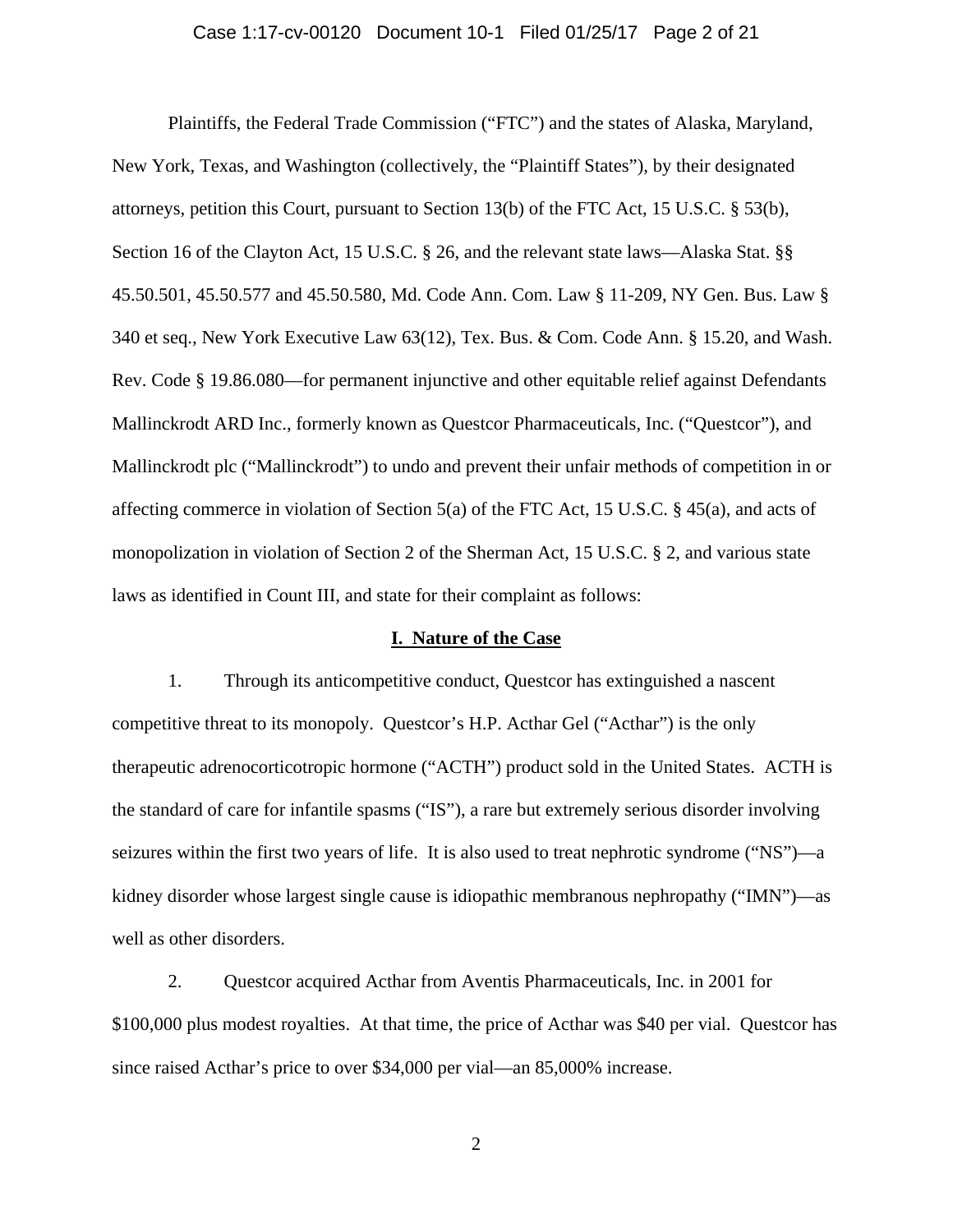Plaintiffs, the Federal Trade Commission ("FTC") and the states of Alaska, Maryland, New York, Texas, and Washington (collectively, the "Plaintiff States"), by their designated attorneys, petition this Court, pursuant to Section 13(b) of the FTC Act, 15 U.S.C. § 53(b), Section 16 of the Clayton Act, 15 U.S.C. § 26, and the relevant state laws—Alaska Stat. §§ 45.50.501, 45.50.577 and 45.50.580, Md. Code Ann. Com. Law § 11-209, NY Gen. Bus. Law § 340 et seq., New York Executive Law 63(12), Tex. Bus. & Com. Code Ann. § 15.20, and Wash. Rev. Code § 19.86.080—for permanent injunctive and other equitable relief against Defendants Mallinckrodt ARD Inc., formerly known as Questcor Pharmaceuticals, Inc. ("Questcor"), and Mallinckrodt plc ("Mallinckrodt") to undo and prevent their unfair methods of competition in or affecting commerce in violation of Section 5(a) of the FTC Act, 15 U.S.C. § 45(a), and acts of monopolization in violation of Section 2 of the Sherman Act, 15 U.S.C. § 2, and various state laws as identified in Count III, and state for their complaint as follows:

## I. Nature of the Case

1. Through its anticompetitive conduct, Questcor has extinguished a nascent competitive threat to its monopoly. Questcor's H.P. Acthar Gel ("Acthar") is the only therapeutic adrenocorticotropic hormone ("ACTH") product sold in the United States. ACTH is the standard of care for infantile spasms ("IS"), a rare but extremely serious disorder involving seizures within the first two years of life. It is also used to treat nephrotic syndrome ("NS")—a kidney disorder whose largest single cause is idiopathic membranous nephropathy ("IMN")—as well as other disorders.

2. Questcor acquired Acthar from Aventis Pharmaceuticals, Inc. in 2001 for $100,000 plus modest royalties. At that time, the price of Acthar was $40 per vial. Questcor has since raised Acthar's price to over $34,000 per vial—an 85,000% increase.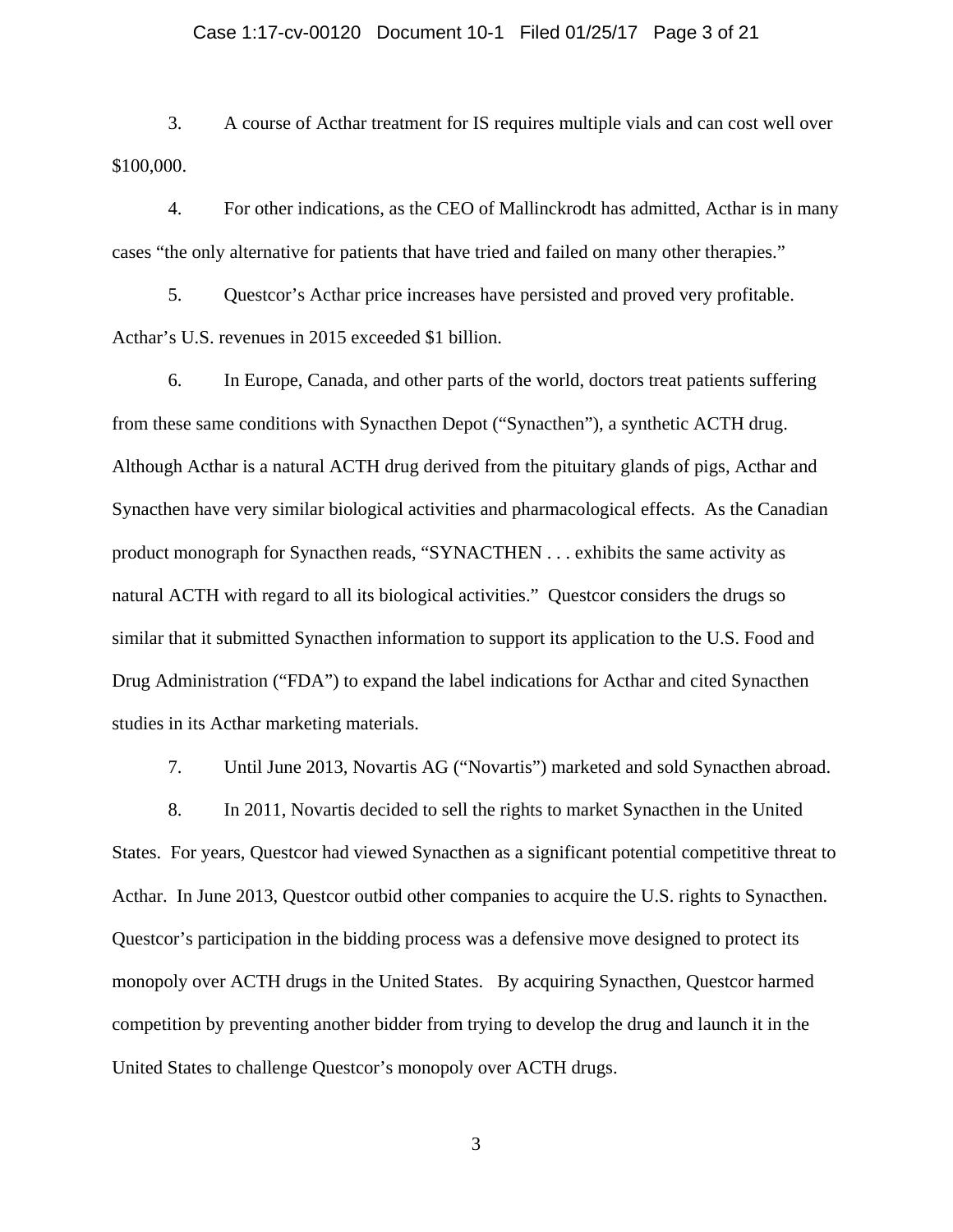3. A course of Acthar treatment for IS requires multiple vials and can cost well over $100,000.

4. For other indications, as the CEO of Mallinckrodt has admitted, Acthar is in many cases "the only alternative for patients that have tried and failed on many other therapies."

5. Questcor's Acthar price increases have persisted and proved very profitable. Acthar's U.S. revenues in 2015 exceeded $1 billion.

6. In Europe, Canada, and other parts of the world, doctors treat patients suffering from these same conditions with Synacthen Depot ("Synacthen"), a synthetic ACTH drug. Although Acthar is a natural ACTH drug derived from the pituitary glands of pigs, Acthar and Synacthen have very similar biological activities and pharmacological effects. As the Canadian product monograph for Synacthen reads, "SYNACTHEN . . . exhibits the same activity as natural ACTH with regard to all its biological activities." Questcor considers the drugs so similar that it submitted Synacthen information to support its application to the U.S. Food and Drug Administration ("FDA") to expand the label indications for Acthar and cited Synacthen studies in its Acthar marketing materials.

7. Until June 2013, Novartis AG ("Novartis") marketed and sold Synacthen abroad.

8. In 2011, Novartis decided to sell the rights to market Synacthen in the United States. For years, Questcor had viewed Synacthen as a significant potential competitive threat to Acthar. In June 2013, Questcor outbid other companies to acquire the U.S. rights to Synacthen. Questcor's participation in the bidding process was a defensive move designed to protect its monopoly over ACTH drugs in the United States. By acquiring Synacthen, Questcor harmed competition by preventing another bidder from trying to develop the drug and launch it in the United States to challenge Questcor's monopoly over ACTH drugs.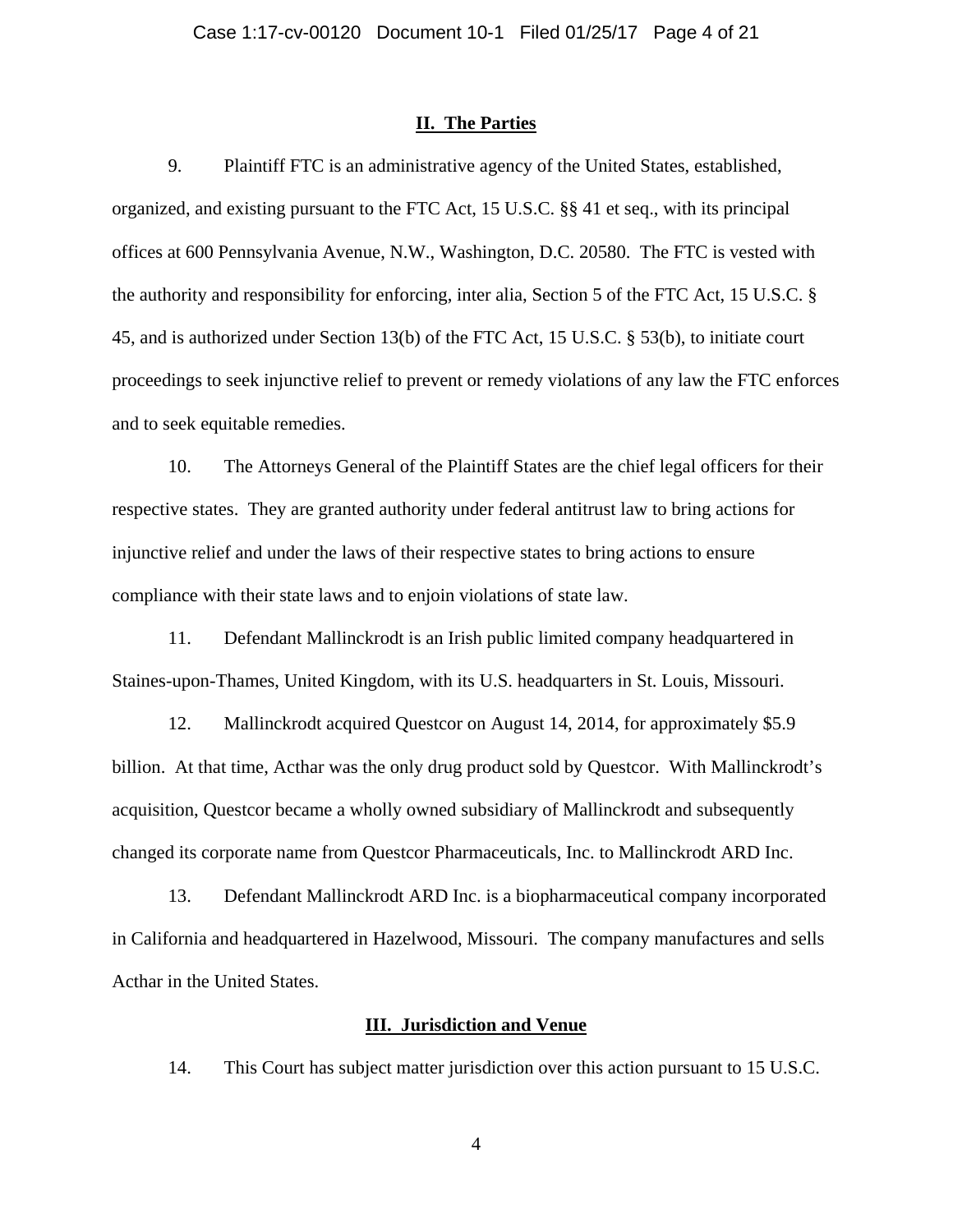## II. The Parties

9. Plaintiff FTC is an administrative agency of the United States, established, organized, and existing pursuant to the FTC Act, 15 U.S.C. §§ 41 et seq., with its principal offices at 600 Pennsylvania Avenue, N.W., Washington, D.C. 20580. The FTC is vested with the authority and responsibility for enforcing, inter alia, Section 5 of the FTC Act, 15 U.S.C. § 45, and is authorized under Section 13(b) of the FTC Act, 15 U.S.C. § 53(b), to initiate court proceedings to seek injunctive relief to prevent or remedy violations of any law the FTC enforces and to seek equitable remedies.

10. The Attorneys General of the Plaintiff States are the chief legal officers for their respective states. They are granted authority under federal antitrust law to bring actions for injunctive relief and under the laws of their respective states to bring actions to ensure compliance with their state laws and to enjoin violations of state law.

11. Defendant Mallinckrodt is an Irish public limited company headquartered in Staines-upon-Thames, United Kingdom, with its U.S. headquarters in St. Louis, Missouri.

12. Mallinckrodt acquired Questcor on August 14, 2014, for approximately $5.9 billion. At that time, Acthar was the only drug product sold by Questcor. With Mallinckrodt's acquisition, Questcor became a wholly owned subsidiary of Mallinckrodt and subsequently changed its corporate name from Questcor Pharmaceuticals, Inc. to Mallinckrodt ARD Inc.

13. Defendant Mallinckrodt ARD Inc. is a biopharmaceutical company incorporated in California and headquartered in Hazelwood, Missouri. The company manufactures and sells Acthar in the United States.

## III. Jurisdiction and Venue

14. This Court has subject matter jurisdiction over this action pursuant to 15 U.S.C.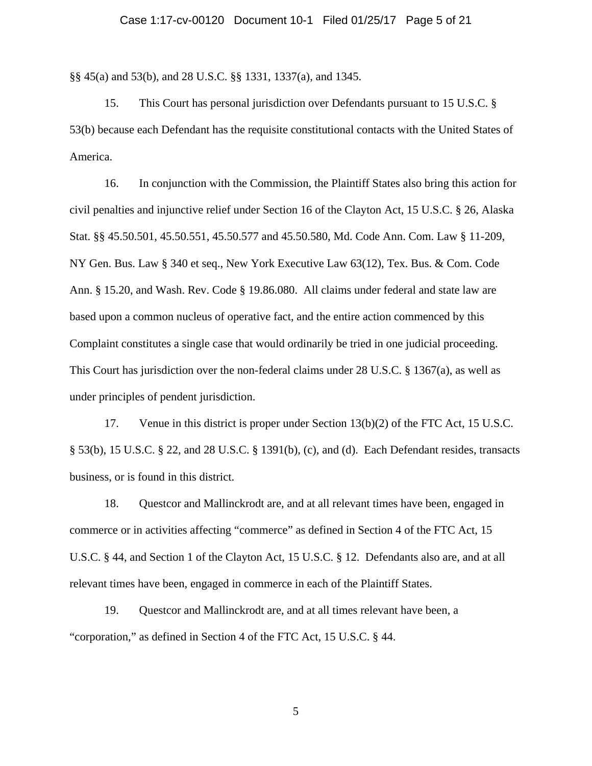§§ 45(a) and 53(b), and 28 U.S.C. §§ 1331, 1337(a), and 1345.

15. This Court has personal jurisdiction over Defendants pursuant to 15 U.S.C. § 53(b) because each Defendant has the requisite constitutional contacts with the United States of America.

16. In conjunction with the Commission, the Plaintiff States also bring this action for civil penalties and injunctive relief under Section 16 of the Clayton Act, 15 U.S.C. § 26, Alaska Stat. §§ 45.50.501, 45.50.551, 45.50.577 and 45.50.580, Md. Code Ann. Com. Law § 11-209, NY Gen. Bus. Law § 340 et seq., New York Executive Law 63(12), Tex. Bus. & Com. Code Ann. § 15.20, and Wash. Rev. Code § 19.86.080. All claims under federal and state law are based upon a common nucleus of operative fact, and the entire action commenced by this Complaint constitutes a single case that would ordinarily be tried in one judicial proceeding. This Court has jurisdiction over the non-federal claims under 28 U.S.C. § 1367(a), as well as under principles of pendent jurisdiction.

17. Venue in this district is proper under Section 13(b)(2) of the FTC Act, 15 U.S.C. § 53(b), 15 U.S.C. § 22, and 28 U.S.C. § 1391(b), (c), and (d). Each Defendant resides, transacts business, or is found in this district.

18. Questcor and Mallinckrodt are, and at all relevant times have been, engaged in commerce or in activities affecting "commerce" as defined in Section 4 of the FTC Act, 15 U.S.C. § 44, and Section 1 of the Clayton Act, 15 U.S.C. § 12. Defendants also are, and at all relevant times have been, engaged in commerce in each of the Plaintiff States.

19. Questcor and Mallinckrodt are, and at all times relevant have been, a "corporation," as defined in Section 4 of the FTC Act, 15 U.S.C. § 44.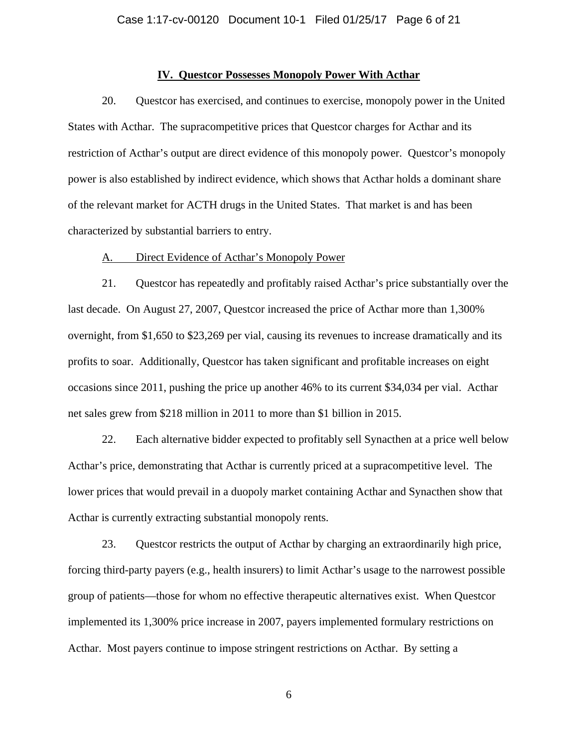## IV. Questcor Possesses Monopoly Power With Acthar

20. Questcor has exercised, and continues to exercise, monopoly power in the United States with Acthar. The supracompetitive prices that Questcor charges for Acthar and its restriction of Acthar's output are direct evidence of this monopoly power. Questcor's monopoly power is also established by indirect evidence, which shows that Acthar holds a dominant share of the relevant market for ACTH drugs in the United States. That market is and has been characterized by substantial barriers to entry.

### A. Direct Evidence of Acthar's Monopoly Power

21. Questcor has repeatedly and profitably raised Acthar's price substantially over the last decade. On August 27, 2007, Questcor increased the price of Acthar more than 1,300% overnight, from $1,650 to $23,269 per vial, causing its revenues to increase dramatically and its profits to soar. Additionally, Questcor has taken significant and profitable increases on eight occasions since 2011, pushing the price up another 46% to its current $34,034 per vial. Acthar net sales grew from $218 million in 2011 to more than $1 billion in 2015.

22. Each alternative bidder expected to profitably sell Synacthen at a price well below Acthar's price, demonstrating that Acthar is currently priced at a supracompetitive level. The lower prices that would prevail in a duopoly market containing Acthar and Synacthen show that Acthar is currently extracting substantial monopoly rents.

23. Questcor restricts the output of Acthar by charging an extraordinarily high price, forcing third-party payers (e.g., health insurers) to limit Acthar's usage to the narrowest possible group of patients—those for whom no effective therapeutic alternatives exist. When Questcor implemented its 1,300% price increase in 2007, payers implemented formulary restrictions on Acthar. Most payers continue to impose stringent restrictions on Acthar. By setting a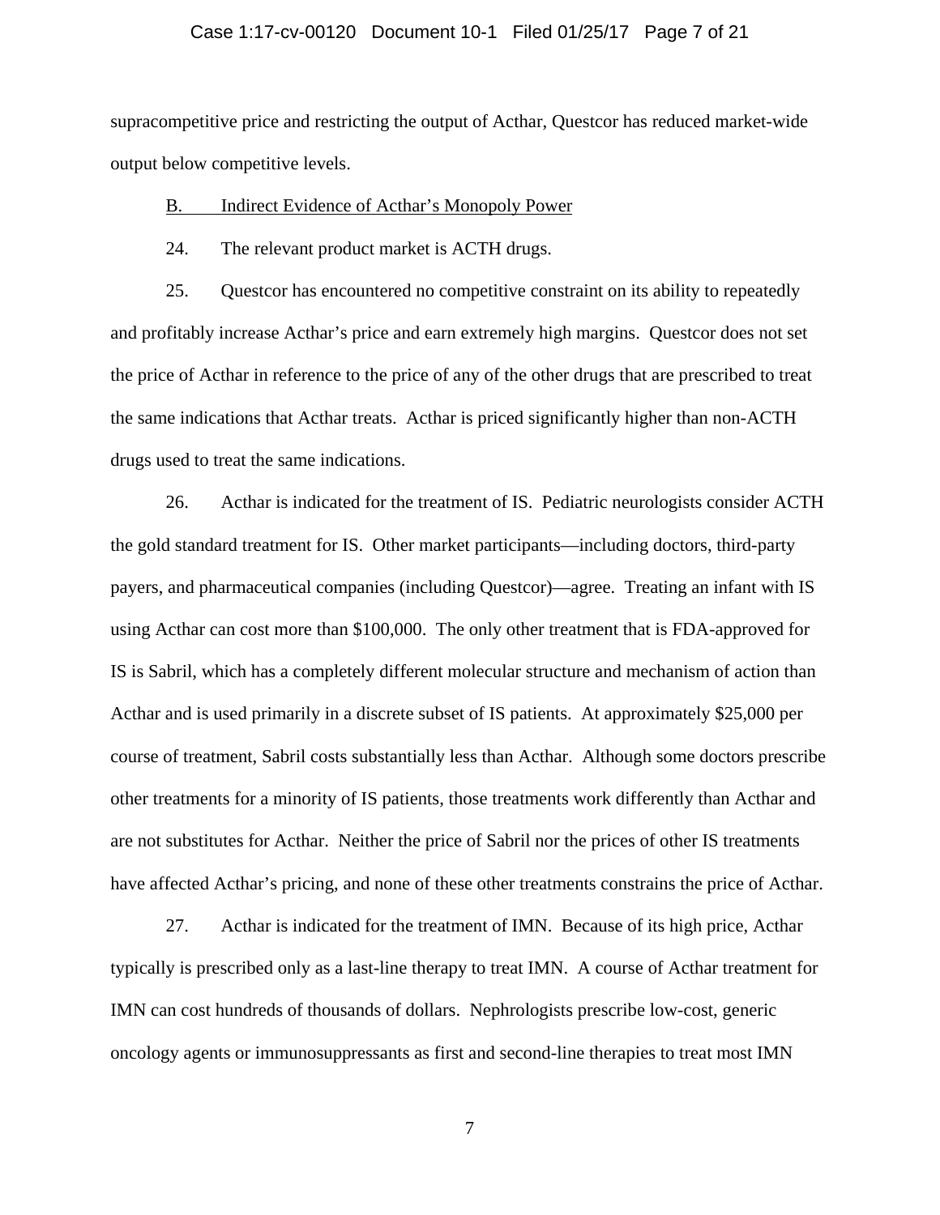supracompetitive price and restricting the output of Acthar, Questcor has reduced market-wide output below competitive levels.

### B. Indirect Evidence of Acthar's Monopoly Power

24. The relevant product market is ACTH drugs.

25. Questcor has encountered no competitive constraint on its ability to repeatedly and profitably increase Acthar's price and earn extremely high margins. Questcor does not set the price of Acthar in reference to the price of any of the other drugs that are prescribed to treat the same indications that Acthar treats. Acthar is priced significantly higher than non-ACTH drugs used to treat the same indications.

26. Acthar is indicated for the treatment of IS. Pediatric neurologists consider ACTH the gold standard treatment for IS. Other market participants—including doctors, third-party payers, and pharmaceutical companies (including Questcor)—agree. Treating an infant with IS using Acthar can cost more than $100,000. The only other treatment that is FDA-approved for IS is Sabril, which has a completely different molecular structure and mechanism of action than Acthar and is used primarily in a discrete subset of IS patients. At approximately $25,000 per course of treatment, Sabril costs substantially less than Acthar. Although some doctors prescribe other treatments for a minority of IS patients, those treatments work differently than Acthar and are not substitutes for Acthar. Neither the price of Sabril nor the prices of other IS treatments have affected Acthar's pricing, and none of these other treatments constrains the price of Acthar.

27. Acthar is indicated for the treatment of IMN. Because of its high price, Acthar typically is prescribed only as a last-line therapy to treat IMN. A course of Acthar treatment for IMN can cost hundreds of thousands of dollars. Nephrologists prescribe low-cost, generic oncology agents or immunosuppressants as first and second-line therapies to treat most IMN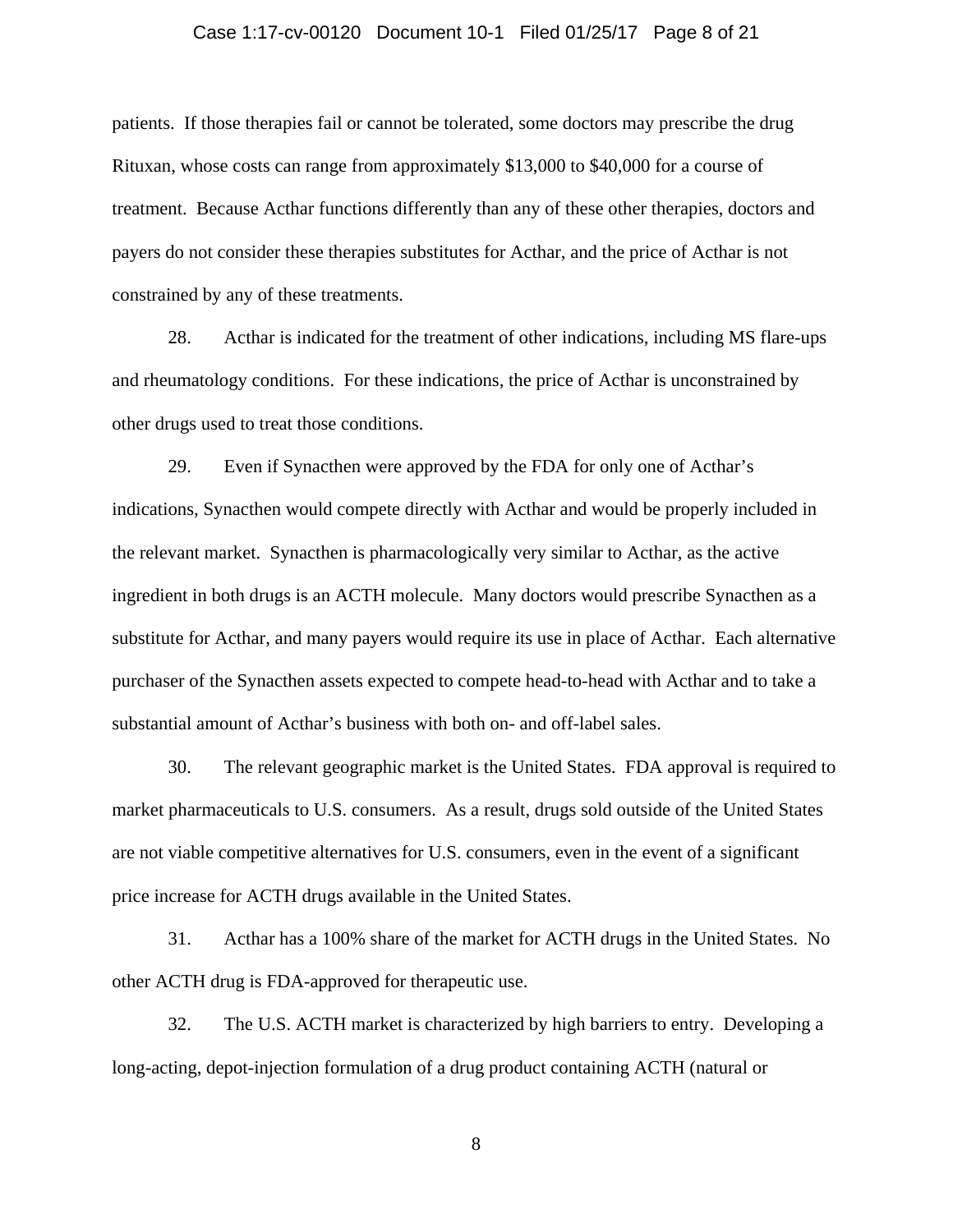patients. If those therapies fail or cannot be tolerated, some doctors may prescribe the drug Rituxan, whose costs can range from approximately $13,000 to $40,000 for a course of treatment. Because Acthar functions differently than any of these other therapies, doctors and payers do not consider these therapies substitutes for Acthar, and the price of Acthar is not constrained by any of these treatments.

28. Acthar is indicated for the treatment of other indications, including MS flare-ups and rheumatology conditions. For these indications, the price of Acthar is unconstrained by other drugs used to treat those conditions.

29. Even if Synacthen were approved by the FDA for only one of Acthar's indications, Synacthen would compete directly with Acthar and would be properly included in the relevant market. Synacthen is pharmacologically very similar to Acthar, as the active ingredient in both drugs is an ACTH molecule. Many doctors would prescribe Synacthen as a substitute for Acthar, and many payers would require its use in place of Acthar. Each alternative purchaser of the Synacthen assets expected to compete head-to-head with Acthar and to take a substantial amount of Acthar's business with both on- and off-label sales.

30. The relevant geographic market is the United States. FDA approval is required to market pharmaceuticals to U.S. consumers. As a result, drugs sold outside of the United States are not viable competitive alternatives for U.S. consumers, even in the event of a significant price increase for ACTH drugs available in the United States.

31. Acthar has a 100% share of the market for ACTH drugs in the United States. No other ACTH drug is FDA-approved for therapeutic use.

32. The U.S. ACTH market is characterized by high barriers to entry. Developing a long-acting, depot-injection formulation of a drug product containing ACTH (natural or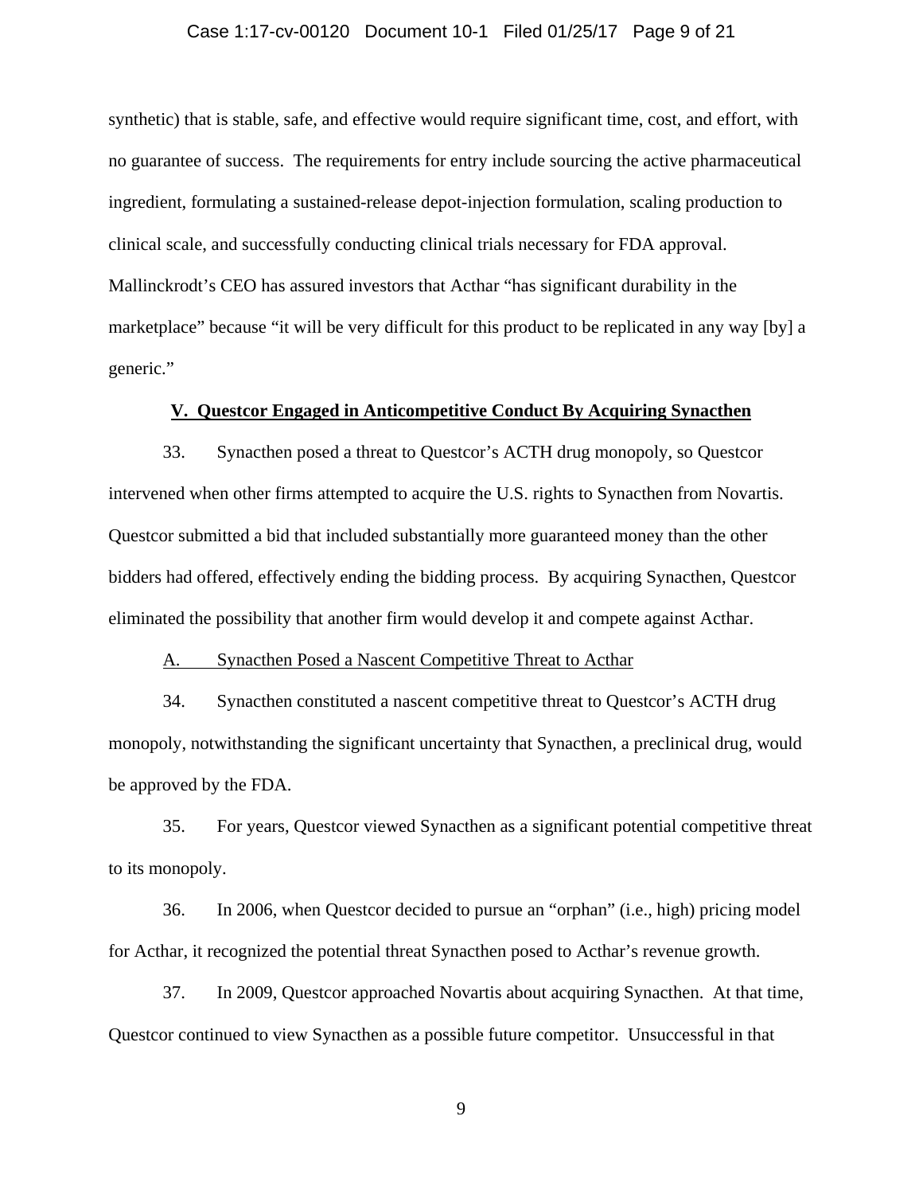synthetic) that is stable, safe, and effective would require significant time, cost, and effort, with no guarantee of success. The requirements for entry include sourcing the active pharmaceutical ingredient, formulating a sustained-release depot-injection formulation, scaling production to clinical scale, and successfully conducting clinical trials necessary for FDA approval. Mallinckrodt's CEO has assured investors that Acthar "has significant durability in the marketplace" because "it will be very difficult for this product to be replicated in any way [by] a generic."

## V. Questcor Engaged in Anticompetitive Conduct By Acquiring Synacthen

33. Synacthen posed a threat to Questcor's ACTH drug monopoly, so Questcor intervened when other firms attempted to acquire the U.S. rights to Synacthen from Novartis. Questcor submitted a bid that included substantially more guaranteed money than the other bidders had offered, effectively ending the bidding process. By acquiring Synacthen, Questcor eliminated the possibility that another firm would develop it and compete against Acthar.

### A. Synacthen Posed a Nascent Competitive Threat to Acthar

34. Synacthen constituted a nascent competitive threat to Questcor's ACTH drug monopoly, notwithstanding the significant uncertainty that Synacthen, a preclinical drug, would be approved by the FDA.

35. For years, Questcor viewed Synacthen as a significant potential competitive threat to its monopoly.

36. In 2006, when Questcor decided to pursue an "orphan" (i.e., high) pricing model for Acthar, it recognized the potential threat Synacthen posed to Acthar's revenue growth.

37. In 2009, Questcor approached Novartis about acquiring Synacthen. At that time, Questcor continued to view Synacthen as a possible future competitor. Unsuccessful in that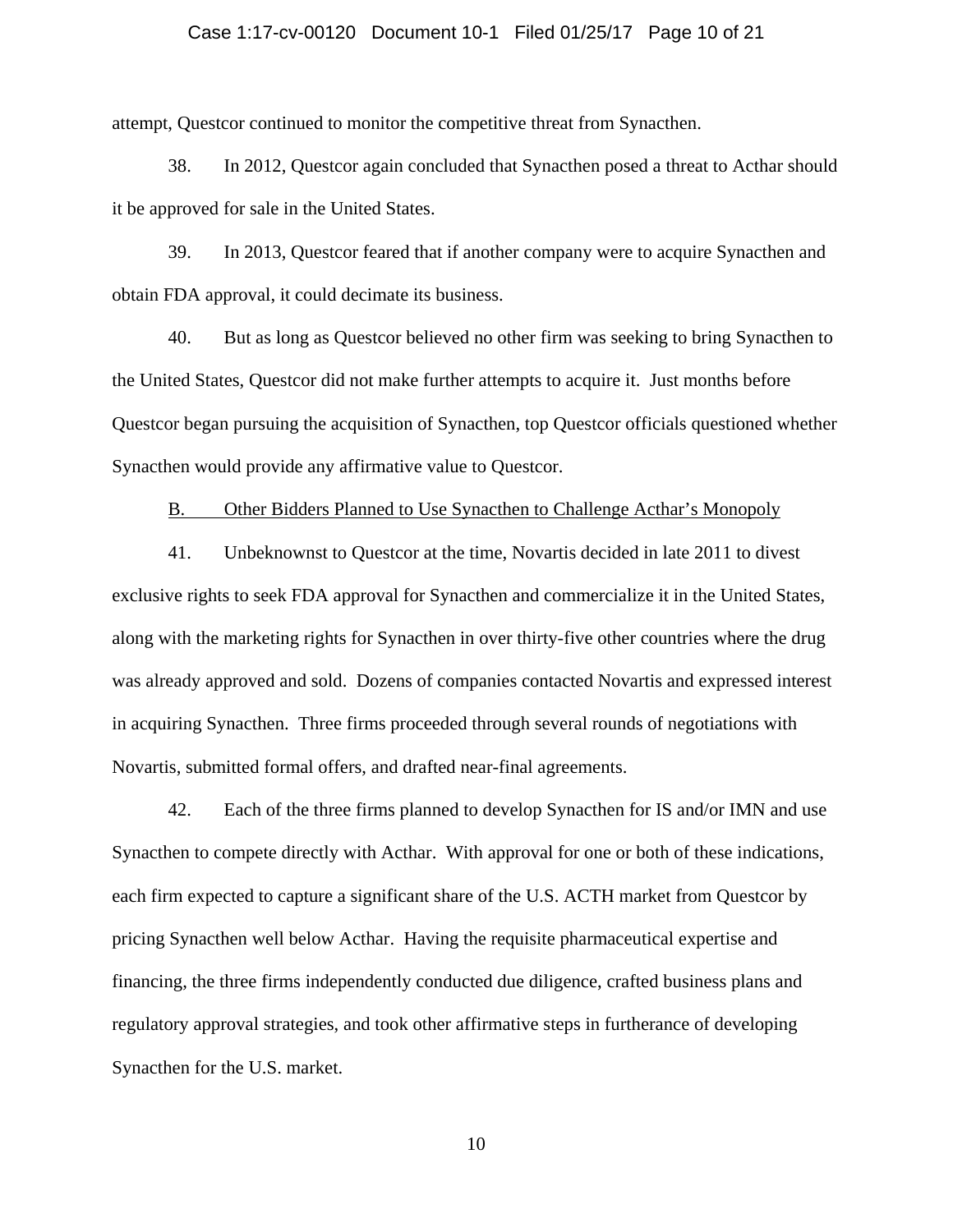attempt, Questcor continued to monitor the competitive threat from Synacthen.

38. In 2012, Questcor again concluded that Synacthen posed a threat to Acthar should it be approved for sale in the United States.

39. In 2013, Questcor feared that if another company were to acquire Synacthen and obtain FDA approval, it could decimate its business.

40. But as long as Questcor believed no other firm was seeking to bring Synacthen to the United States, Questcor did not make further attempts to acquire it. Just months before Questcor began pursuing the acquisition of Synacthen, top Questcor officials questioned whether Synacthen would provide any affirmative value to Questcor.

## B. Other Bidders Planned to Use Synacthen to Challenge Acthar's Monopoly

41. Unbeknownst to Questcor at the time, Novartis decided in late 2011 to divest exclusive rights to seek FDA approval for Synacthen and commercialize it in the United States, along with the marketing rights for Synacthen in over thirty-five other countries where the drug was already approved and sold. Dozens of companies contacted Novartis and expressed interest in acquiring Synacthen. Three firms proceeded through several rounds of negotiations with Novartis, submitted formal offers, and drafted near-final agreements.

42. Each of the three firms planned to develop Synacthen for IS and/or IMN and use Synacthen to compete directly with Acthar. With approval for one or both of these indications, each firm expected to capture a significant share of the U.S. ACTH market from Questcor by pricing Synacthen well below Acthar. Having the requisite pharmaceutical expertise and financing, the three firms independently conducted due diligence, crafted business plans and regulatory approval strategies, and took other affirmative steps in furtherance of developing Synacthen for the U.S. market.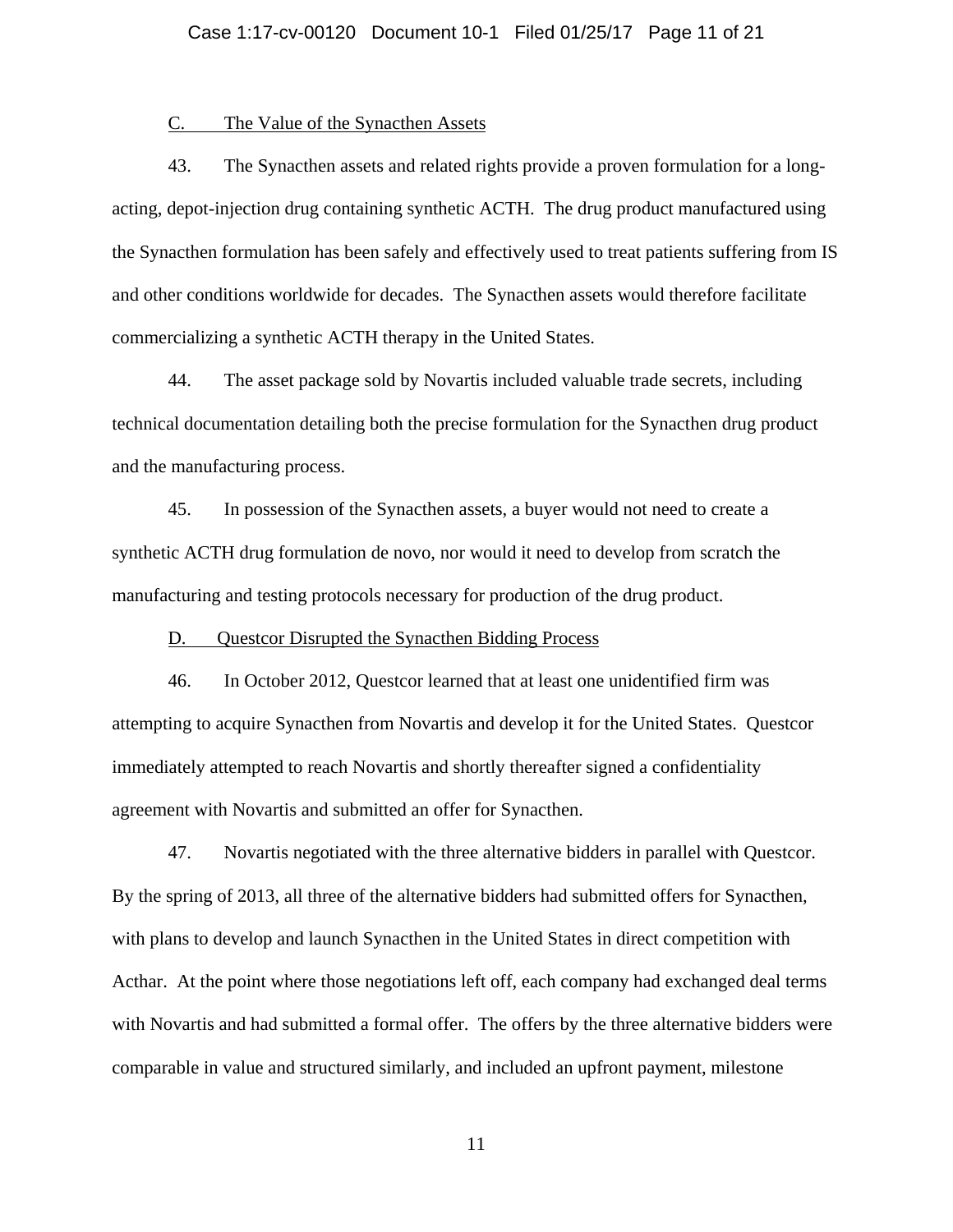C. The Value of the Synacthen Assets

43. The Synacthen assets and related rights provide a proven formulation for a long-acting, depot-injection drug containing synthetic ACTH. The drug product manufactured using the Synacthen formulation has been safely and effectively used to treat patients suffering from IS and other conditions worldwide for decades. The Synacthen assets would therefore facilitate commercializing a synthetic ACTH therapy in the United States.

44. The asset package sold by Novartis included valuable trade secrets, including technical documentation detailing both the precise formulation for the Synacthen drug product and the manufacturing process.

45. In possession of the Synacthen assets, a buyer would not need to create a synthetic ACTH drug formulation de novo, nor would it need to develop from scratch the manufacturing and testing protocols necessary for production of the drug product.

D. Questcor Disrupted the Synacthen Bidding Process

46. In October 2012, Questcor learned that at least one unidentified firm was attempting to acquire Synacthen from Novartis and develop it for the United States. Questcor immediately attempted to reach Novartis and shortly thereafter signed a confidentiality agreement with Novartis and submitted an offer for Synacthen.

47. Novartis negotiated with the three alternative bidders in parallel with Questcor. By the spring of 2013, all three of the alternative bidders had submitted offers for Synacthen, with plans to develop and launch Synacthen in the United States in direct competition with Acthar. At the point where those negotiations left off, each company had exchanged deal terms with Novartis and had submitted a formal offer. The offers by the three alternative bidders were comparable in value and structured similarly, and included an upfront payment, milestone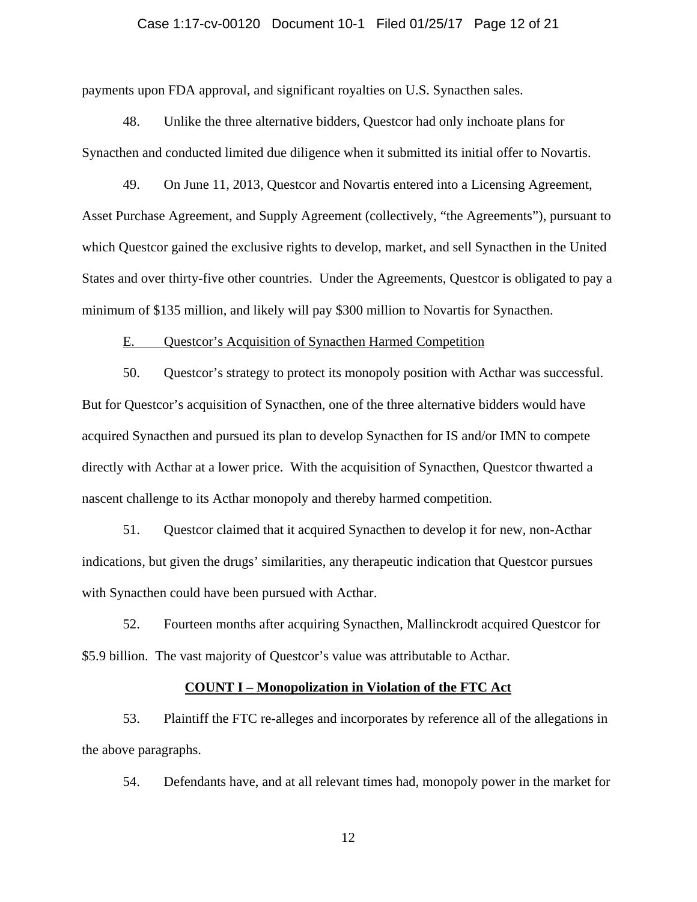payments upon FDA approval, and significant royalties on U.S. Synacthen sales.

48. Unlike the three alternative bidders, Questcor had only inchoate plans for Synacthen and conducted limited due diligence when it submitted its initial offer to Novartis.

49. On June 11, 2013, Questcor and Novartis entered into a Licensing Agreement, Asset Purchase Agreement, and Supply Agreement (collectively, "the Agreements"), pursuant to which Questcor gained the exclusive rights to develop, market, and sell Synacthen in the United States and over thirty-five other countries. Under the Agreements, Questcor is obligated to pay a minimum of $135 million, and likely will pay $300 million to Novartis for Synacthen.

E. Questcor's Acquisition of Synacthen Harmed Competition

50. Questcor's strategy to protect its monopoly position with Acthar was successful. But for Questcor's acquisition of Synacthen, one of the three alternative bidders would have acquired Synacthen and pursued its plan to develop Synacthen for IS and/or IMN to compete directly with Acthar at a lower price. With the acquisition of Synacthen, Questcor thwarted a nascent challenge to its Acthar monopoly and thereby harmed competition.

51. Questcor claimed that it acquired Synacthen to develop it for new, non-Acthar indications, but given the drugs' similarities, any therapeutic indication that Questcor pursues with Synacthen could have been pursued with Acthar.

52. Fourteen months after acquiring Synacthen, Mallinckrodt acquired Questcor for $5.9 billion. The vast majority of Questcor's value was attributable to Acthar.

**COUNT I – Monopolization in Violation of the FTC Act**

53. Plaintiff the FTC re-alleges and incorporates by reference all of the allegations in the above paragraphs.

54. Defendants have, and at all relevant times had, monopoly power in the market for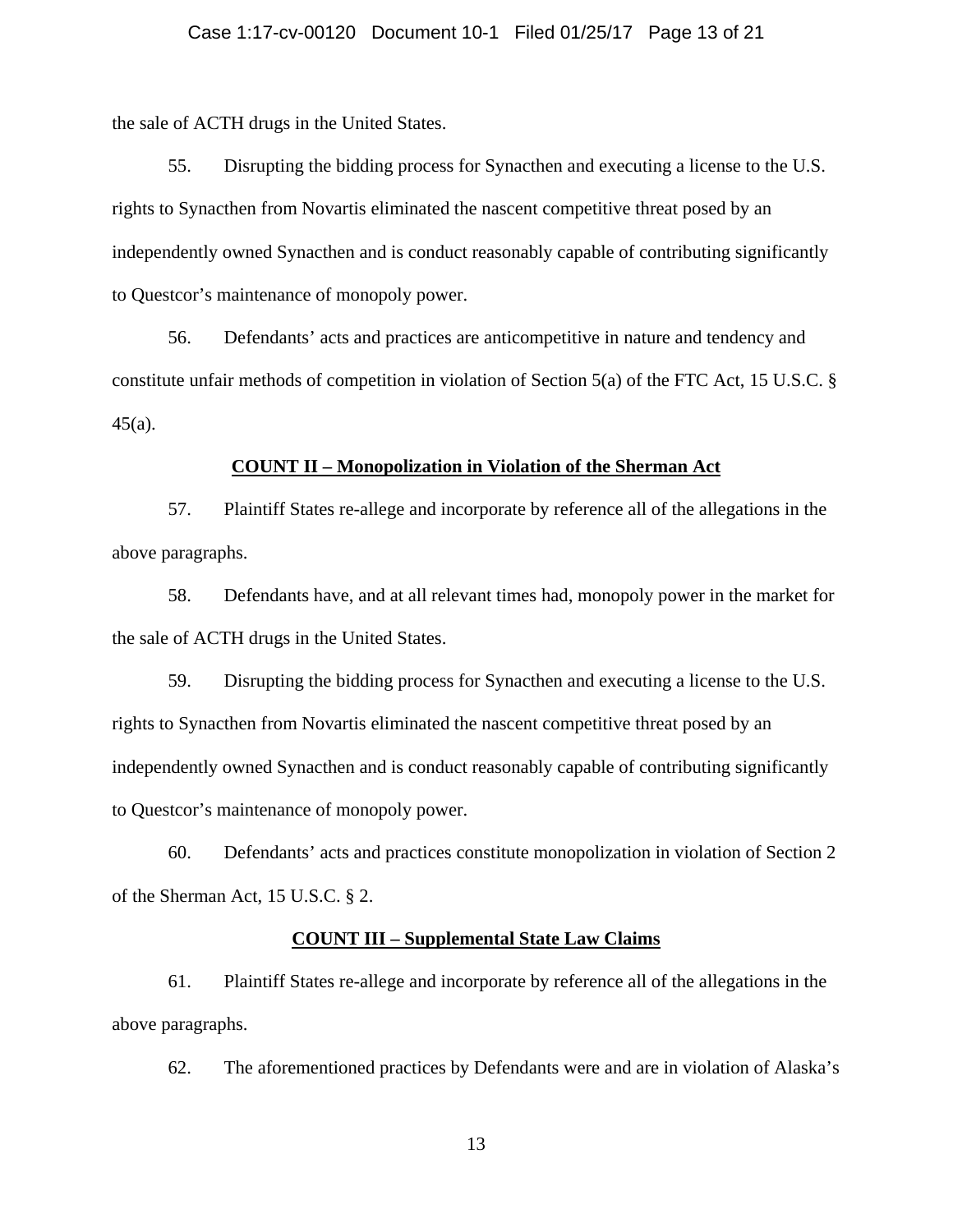the sale of ACTH drugs in the United States.

55. Disrupting the bidding process for Synacthen and executing a license to the U.S. rights to Synacthen from Novartis eliminated the nascent competitive threat posed by an independently owned Synacthen and is conduct reasonably capable of contributing significantly to Questcor's maintenance of monopoly power.

56. Defendants' acts and practices are anticompetitive in nature and tendency and constitute unfair methods of competition in violation of Section 5(a) of the FTC Act, 15 U.S.C. § 45(a).

**COUNT II – Monopolization in Violation of the Sherman Act**

57. Plaintiff States re-allege and incorporate by reference all of the allegations in the above paragraphs.

58. Defendants have, and at all relevant times had, monopoly power in the market for the sale of ACTH drugs in the United States.

59. Disrupting the bidding process for Synacthen and executing a license to the U.S. rights to Synacthen from Novartis eliminated the nascent competitive threat posed by an independently owned Synacthen and is conduct reasonably capable of contributing significantly to Questcor's maintenance of monopoly power.

60. Defendants' acts and practices constitute monopolization in violation of Section 2 of the Sherman Act, 15 U.S.C. § 2.

**COUNT III – Supplemental State Law Claims**

61. Plaintiff States re-allege and incorporate by reference all of the allegations in the above paragraphs.

62. The aforementioned practices by Defendants were and are in violation of Alaska's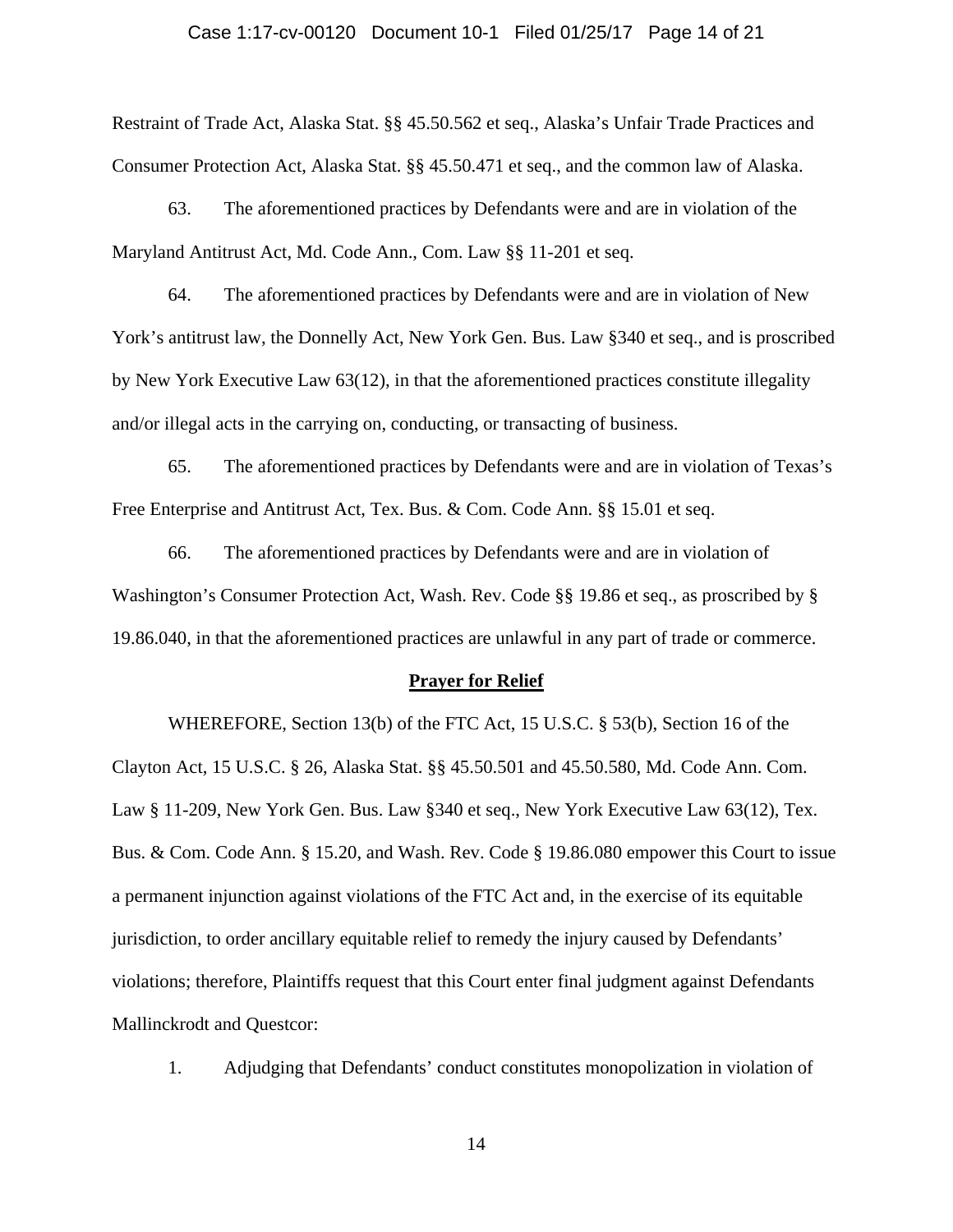Restraint of Trade Act, Alaska Stat. §§ 45.50.562 et seq., Alaska's Unfair Trade Practices and Consumer Protection Act, Alaska Stat. §§ 45.50.471 et seq., and the common law of Alaska.

63. The aforementioned practices by Defendants were and are in violation of the Maryland Antitrust Act, Md. Code Ann., Com. Law §§ 11-201 et seq.

64. The aforementioned practices by Defendants were and are in violation of New York's antitrust law, the Donnelly Act, New York Gen. Bus. Law §340 et seq., and is proscribed by New York Executive Law 63(12), in that the aforementioned practices constitute illegality and/or illegal acts in the carrying on, conducting, or transacting of business.

65. The aforementioned practices by Defendants were and are in violation of Texas's Free Enterprise and Antitrust Act, Tex. Bus. & Com. Code Ann. §§ 15.01 et seq.

66. The aforementioned practices by Defendants were and are in violation of Washington's Consumer Protection Act, Wash. Rev. Code §§ 19.86 et seq., as proscribed by § 19.86.040, in that the aforementioned practices are unlawful in any part of trade or commerce.

## **Prayer for Relief**

WHEREFORE, Section 13(b) of the FTC Act, 15 U.S.C. § 53(b), Section 16 of the Clayton Act, 15 U.S.C. § 26, Alaska Stat. §§ 45.50.501 and 45.50.580, Md. Code Ann. Com. Law § 11-209, New York Gen. Bus. Law §340 et seq., New York Executive Law 63(12), Tex. Bus. & Com. Code Ann. § 15.20, and Wash. Rev. Code § 19.86.080 empower this Court to issue a permanent injunction against violations of the FTC Act and, in the exercise of its equitable jurisdiction, to order ancillary equitable relief to remedy the injury caused by Defendants' violations; therefore, Plaintiffs request that this Court enter final judgment against Defendants Mallinckrodt and Questcor:

1. Adjudging that Defendants' conduct constitutes monopolization in violation of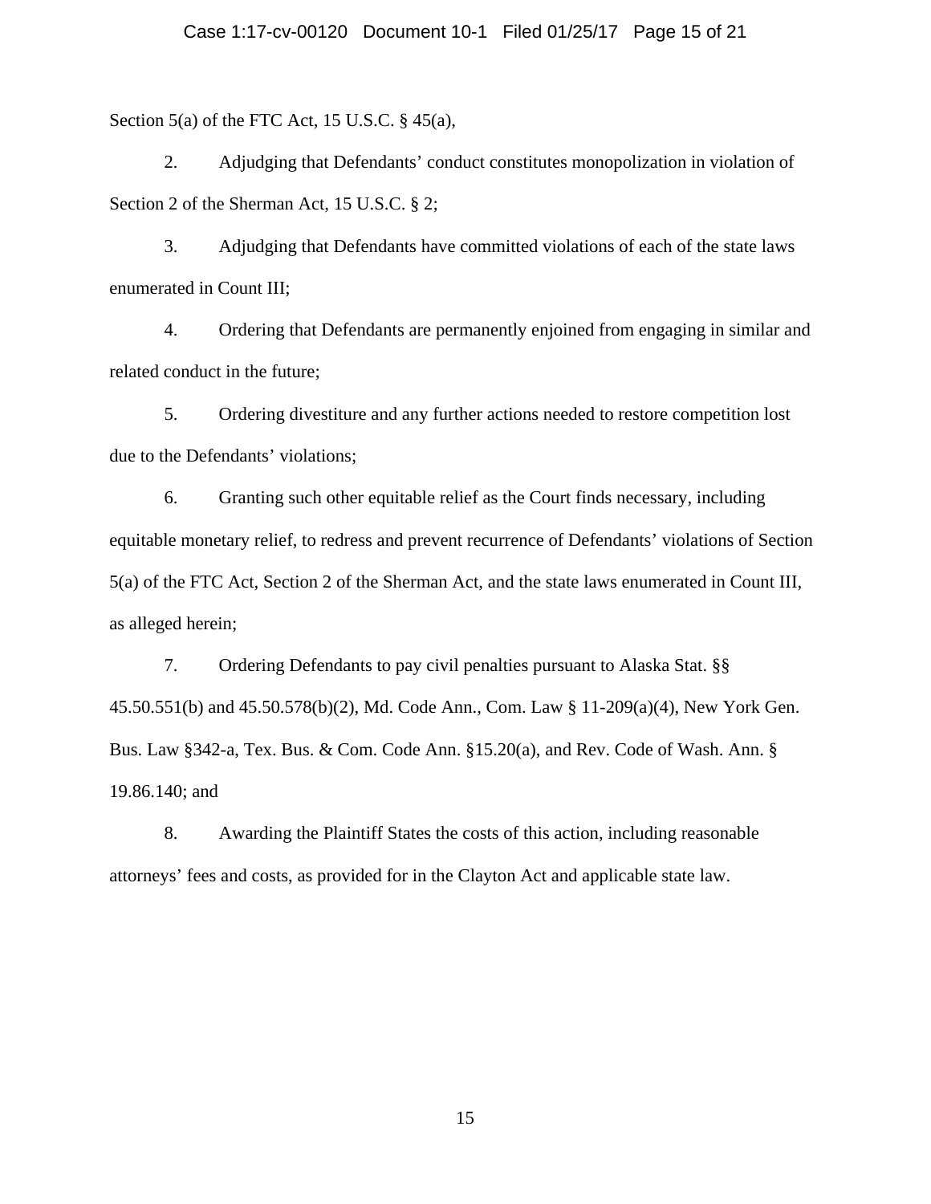Section 5(a) of the FTC Act, 15 U.S.C. § 45(a),

2. Adjudging that Defendants' conduct constitutes monopolization in violation of Section 2 of the Sherman Act, 15 U.S.C. § 2;

3. Adjudging that Defendants have committed violations of each of the state laws enumerated in Count III;

4. Ordering that Defendants are permanently enjoined from engaging in similar and related conduct in the future;

5. Ordering divestiture and any further actions needed to restore competition lost due to the Defendants' violations;

6. Granting such other equitable relief as the Court finds necessary, including equitable monetary relief, to redress and prevent recurrence of Defendants' violations of Section 5(a) of the FTC Act, Section 2 of the Sherman Act, and the state laws enumerated in Count III, as alleged herein;

7. Ordering Defendants to pay civil penalties pursuant to Alaska Stat. §§ 45.50.551(b) and 45.50.578(b)(2), Md. Code Ann., Com. Law § 11-209(a)(4), New York Gen. Bus. Law §342-a, Tex. Bus. & Com. Code Ann. §15.20(a), and Rev. Code of Wash. Ann. § 19.86.140; and

8. Awarding the Plaintiff States the costs of this action, including reasonable attorneys' fees and costs, as provided for in the Clayton Act and applicable state law.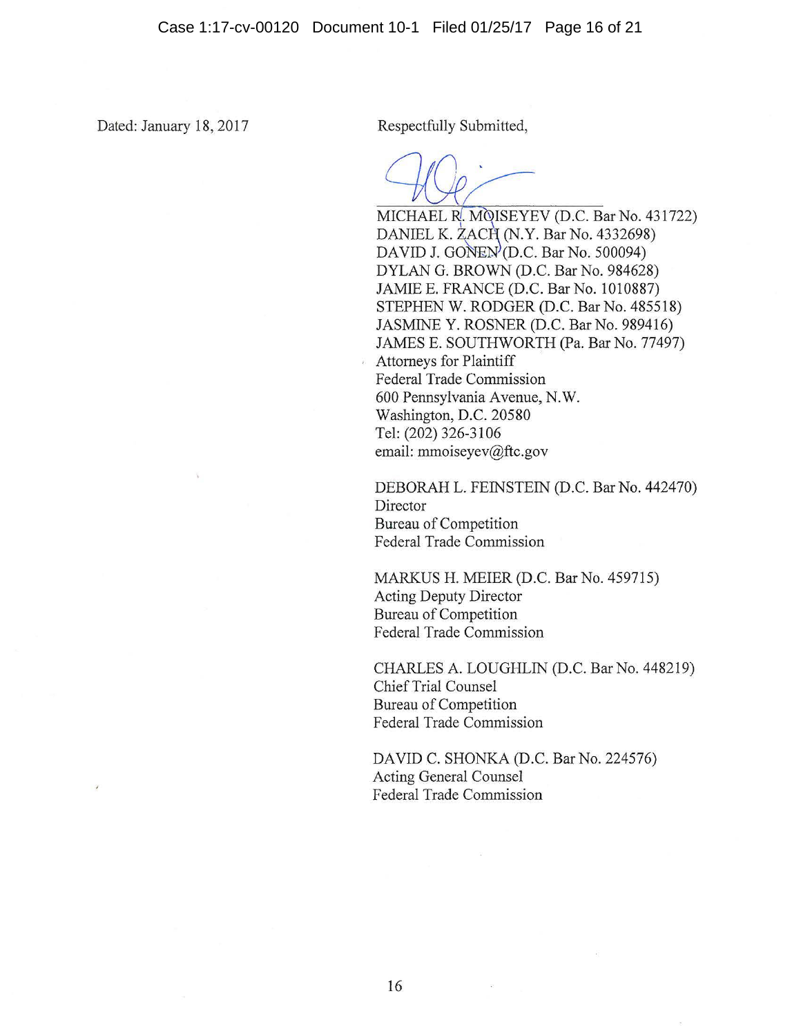Dated: January 18, 2017

Respectfully Submitted,

MICHAEL R. MOISEYEV (D.C. Bar No. 431722)
DANIEL K. ZACH (N.Y. Bar No. 4332698)
DAVID J. GONEN (D.C. Bar No. 500094)
DYLAN G. BROWN (D.C. Bar No. 984628)
JAMIE E. FRANCE (D.C. Bar No. 1010887)
STEPHEN W. RODGER (D.C. Bar No. 485518)
JASMINE Y. ROSNER (D.C. Bar No. 989416)
JAMES E. SOUTHWORTH (Pa. Bar No. 77497)
Attorneys for Plaintiff
Federal Trade Commission
600 Pennsylvania Avenue, N.W.
Washington, D.C. 20580
Tel: (202) 326-3106
email: mmoiseyev@ftc.gov

DEBORAH L. FEINSTEIN (D.C. Bar No. 442470)
Director
Bureau of Competition
Federal Trade Commission

MARKUS H. MEIER (D.C. Bar No. 459715)
Acting Deputy Director
Bureau of Competition
Federal Trade Commission

CHARLES A. LOUGHLIN (D.C. Bar No. 448219)
Chief Trial Counsel
Bureau of Competition
Federal Trade Commission

DAVID C. SHONKA (D.C. Bar No. 224576)
Acting General Counsel
Federal Trade Commission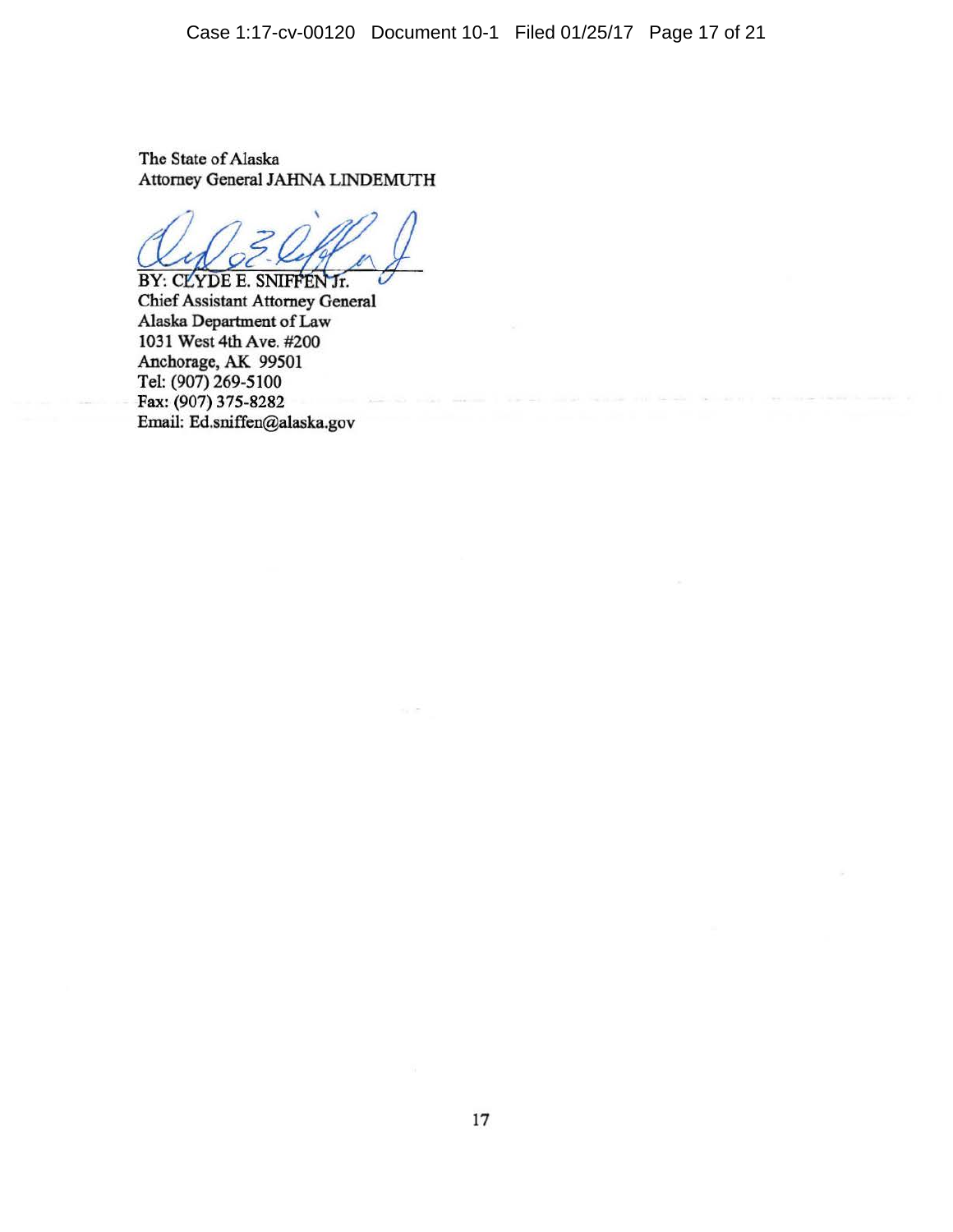The State of Alaska
Attorney General JAHNA LINDEMUTH

BY: CLYDE E. SNIFFEN Jr.
Chief Assistant Attorney General
Alaska Department of Law
1031 West 4th Ave. #200
Anchorage, AK 99501
Tel: (907) 269-5100
Fax: (907) 375-8282
Email: Ed.sniffen@alaska.gov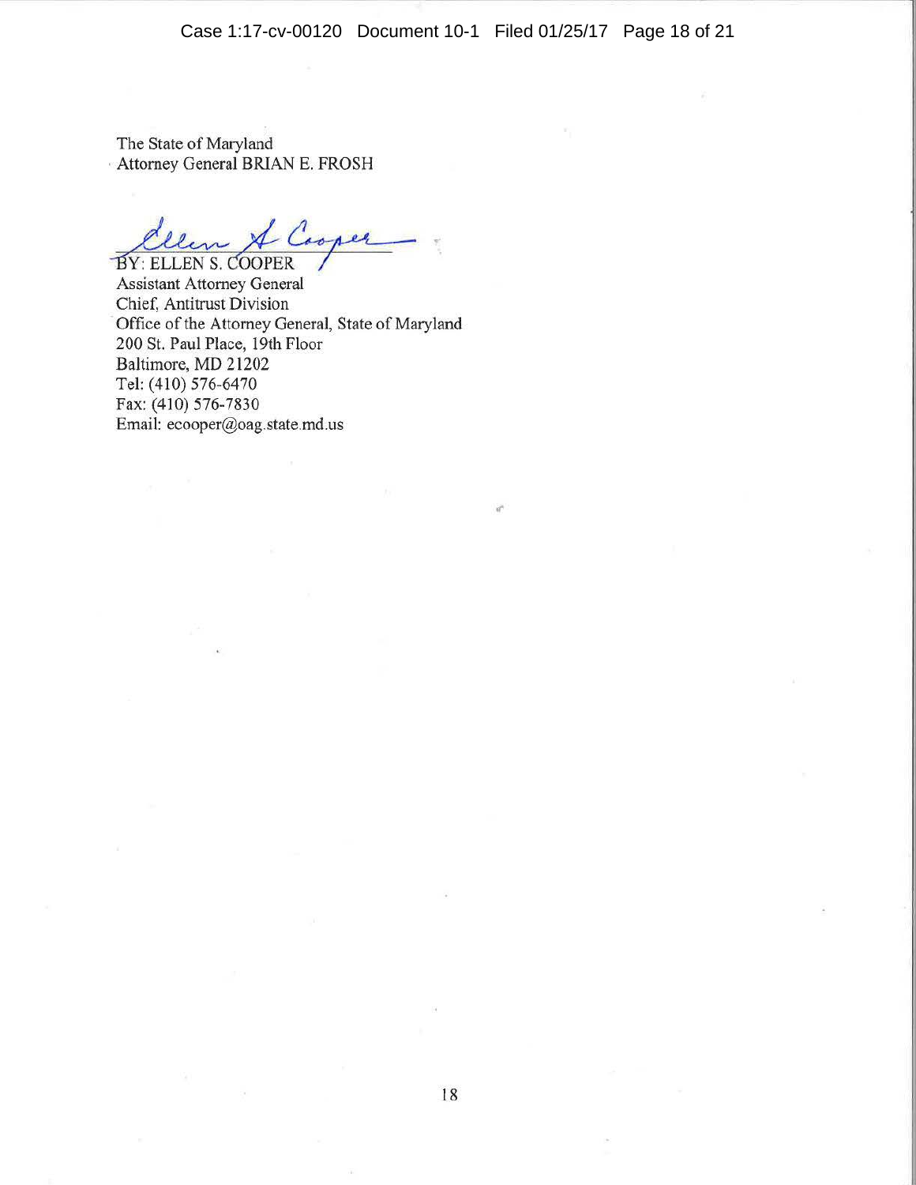The State of Maryland
Attorney General BRIAN E. FROSH

BY: ELLEN S. COOPER
Assistant Attorney General
Chief, Antitrust Division
Office of the Attorney General, State of Maryland
200 St. Paul Place, 19th Floor
Baltimore, MD 21202
Tel: (410) 576-6470
Fax: (410) 576-7830
Email: ecooper@oag.state.md.us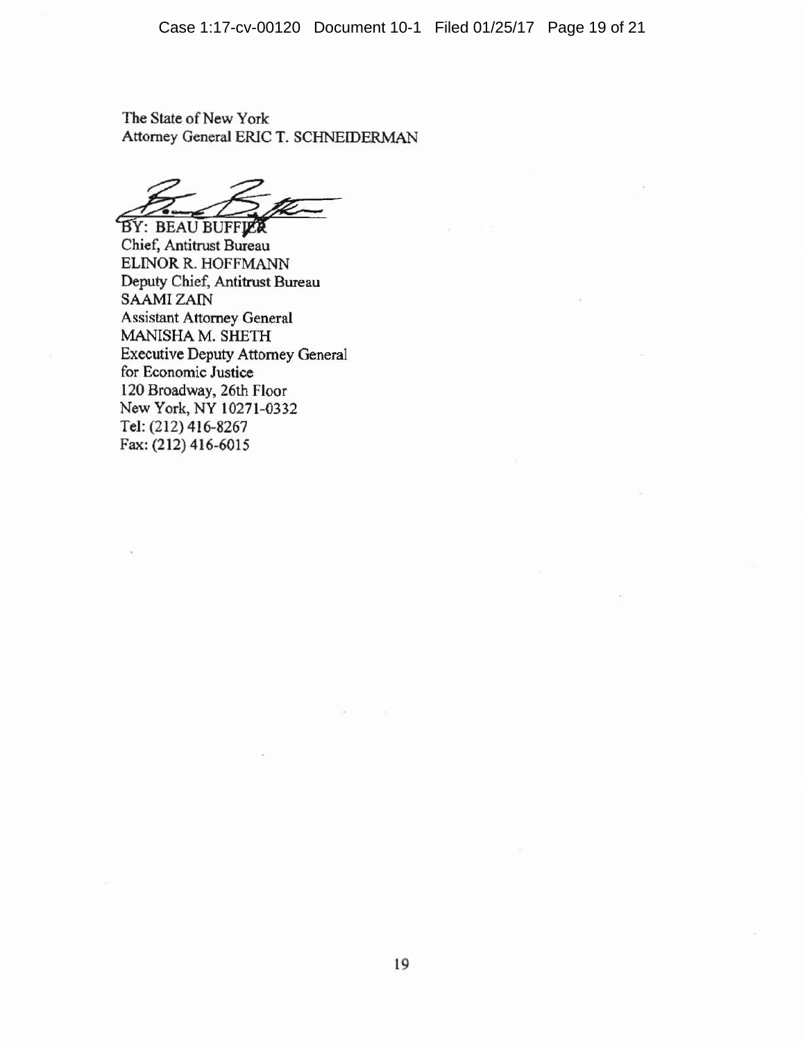The State of New York
Attorney General ERIC T. SCHNEIDERMAN

BY: BEAU BUFFIER
Chief, Antitrust Bureau
ELINOR R. HOFFMANN
Deputy Chief, Antitrust Bureau
SAAMI ZAIN
Assistant Attorney General
MANISHA M. SHETH
Executive Deputy Attorney General
for Economic Justice
120 Broadway, 26th Floor
New York, NY 10271-0332
Tel: (212) 416-8267
Fax: (212) 416-6015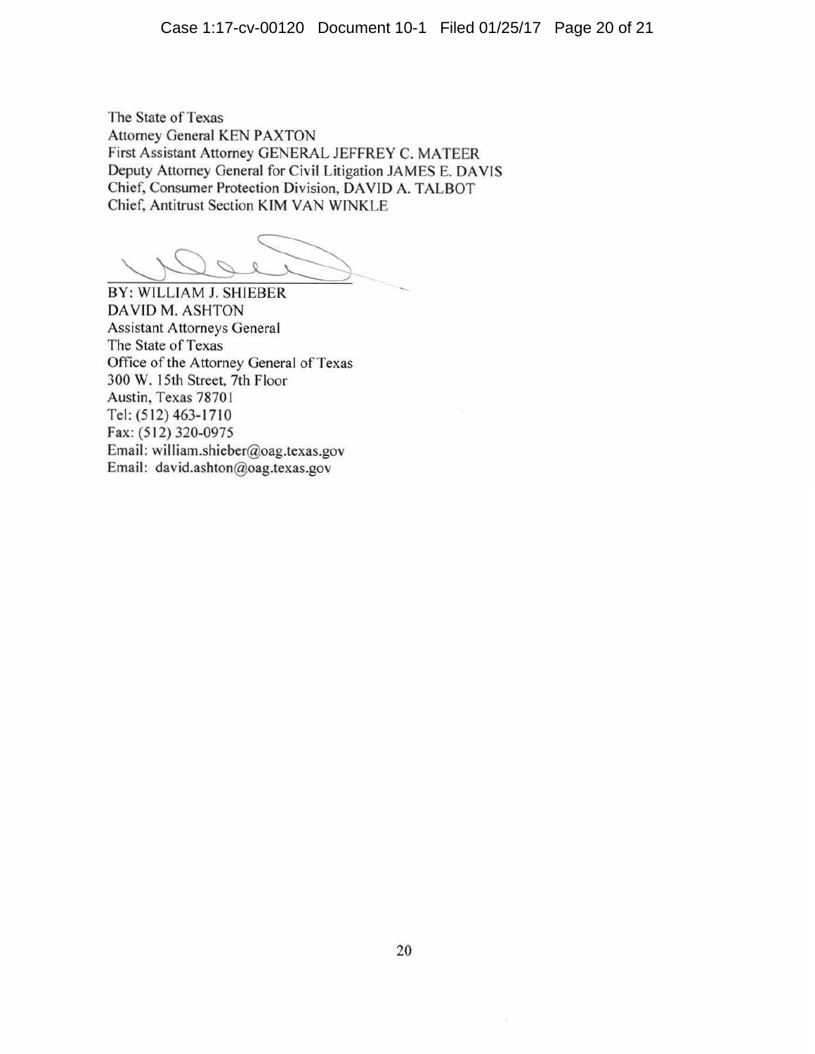The State of Texas
Attorney General KEN PAXTON
First Assistant Attorney GENERAL JEFFREY C. MATEER
Deputy Attorney General for Civil Litigation JAMES E. DAVIS
Chief, Consumer Protection Division, DAVID A. TALBOT
Chief, Antitrust Section KIM VAN WINKLE

BY: WILLIAM J. SHIEBER
DAVID M. ASHTON
Assistant Attorneys General
The State of Texas
Office of the Attorney General of Texas
300 W. 15th Street, 7th Floor
Austin, Texas 78701
Tel: (512) 463-1710
Fax: (512) 320-0975
Email: william.shieber@oag.texas.gov
Email: david.ashton@oag.texas.gov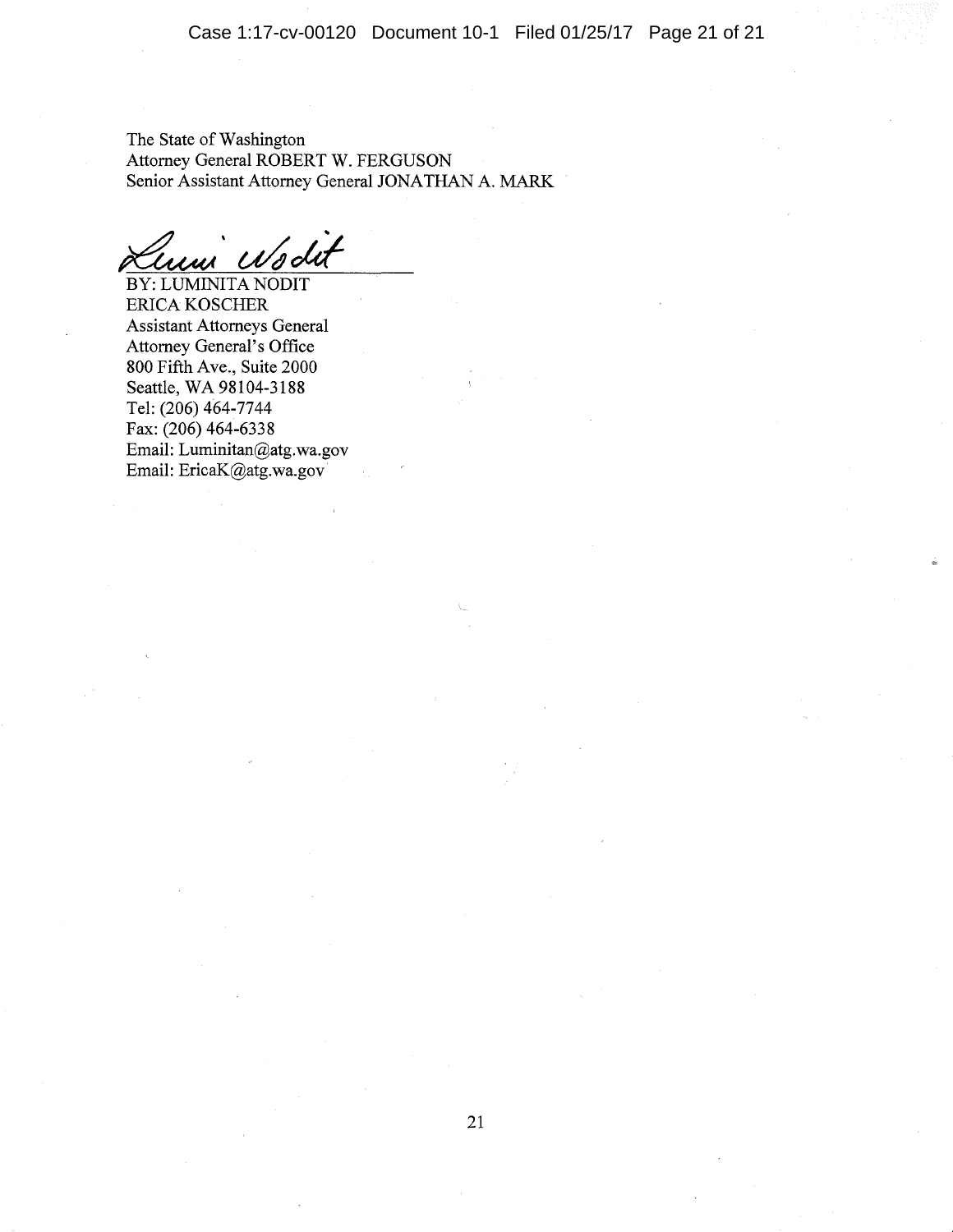The State of Washington
Attorney General ROBERT W. FERGUSON
Senior Assistant Attorney General JONATHAN A. MARK

BY: LUMINITA NODIT
ERICA KOSCHER
Assistant Attorneys General
Attorney General's Office
800 Fifth Ave., Suite 2000
Seattle, WA 98104-3188
Tel: (206) 464-7744
Fax: (206) 464-6338
Email: Luminitan@atg.wa.gov
Email: EricaK@atg.wa.gov